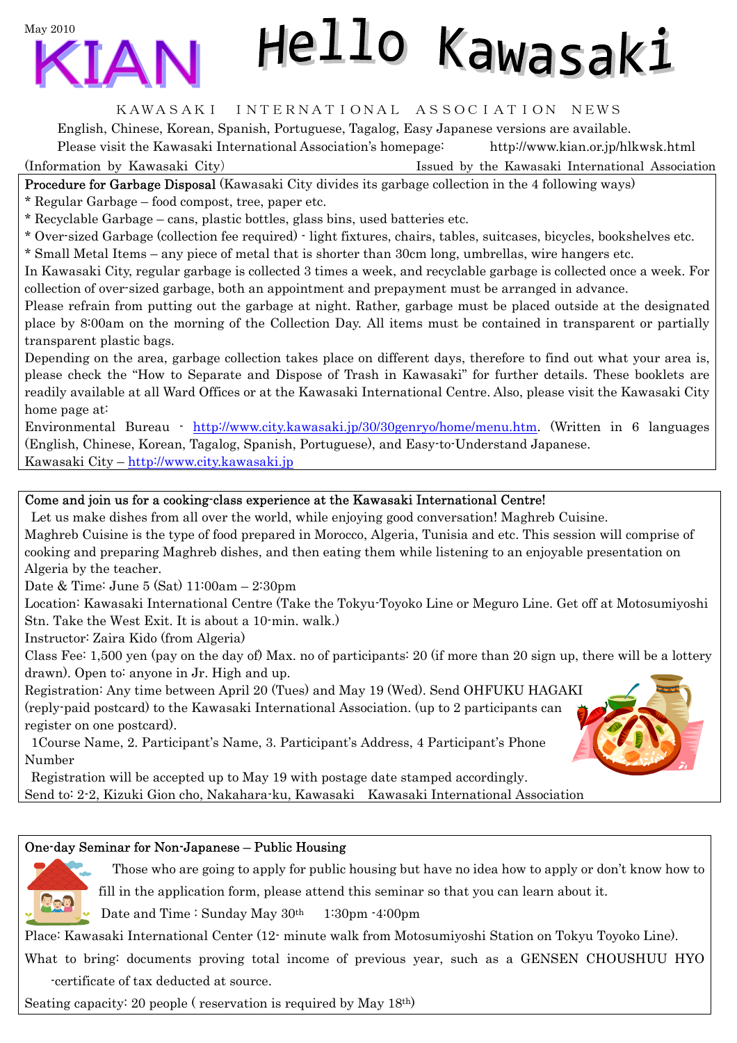May 2010

# KIAN Hello Kawasaki

KAWASAKI INTERNATIONAL ASSOCIATION NEWS

English, Chinese, Korean, Spanish, Portuguese, Tagalog, Easy Japanese versions are available.

Please visit the Kawasaki International Association's homepage: http://www.kian.or.jp/hlkwsk.html

(Information by Kawasaki City) Issued by the Kawasaki International Association

## Procedure for Garbage Disposal

(Kawasaki City divides its garbage collection in the 4 following ways)

* Regular Garbage – food compost, tree, paper etc.
* Recyclable Garbage – cans, plastic bottles, glass bins, used batteries etc.
* Over-sized Garbage (collection fee required) - light fixtures, chairs, tables, suitcases, bicycles, bookshelves etc.
* Small Metal Items – any piece of metal that is shorter than 30cm long, umbrellas, wire hangers etc.

In Kawasaki City, regular garbage is collected 3 times a week, and recyclable garbage is collected once a week. For collection of over-sized garbage, both an appointment and prepayment must be arranged in advance.

Please refrain from putting out the garbage at night. Rather, garbage must be placed outside at the designated place by 8:00am on the morning of the Collection Day. All items must be contained in transparent or partially transparent plastic bags.

Depending on the area, garbage collection takes place on different days, therefore to find out what your area is, please check the "How to Separate and Dispose of Trash in Kawasaki" for further details. These booklets are readily available at all Ward Offices or at the Kawasaki International Centre. Also, please visit the Kawasaki City home page at:

Environmental Bureau - http://www.city.kawasaki.jp/30/30genryo/home/menu.htm. (Written in 6 languages (English, Chinese, Korean, Tagalog, Spanish, Portuguese), and Easy-to-Understand Japanese.

Kawasaki City – http://www.city.kawasaki.jp

## Come and join us for a cooking-class experience at the Kawasaki International Centre!

Let us make dishes from all over the world, while enjoying good conversation! Maghreb Cuisine.

Maghreb Cuisine is the type of food prepared in Morocco, Algeria, Tunisia and etc. This session will comprise of cooking and preparing Maghreb dishes, and then eating them while listening to an enjoyable presentation on Algeria by the teacher.

Date & Time: June 5 (Sat) 11:00am – 2:30pm

Location: Kawasaki International Centre (Take the Tokyu-Toyoko Line or Meguro Line. Get off at Motosumiyoshi Stn. Take the West Exit. It is about a 10-min. walk.)

Instructor: Zaira Kido (from Algeria)

Class Fee: 1,500 yen (pay on the day of) Max. no of participants: 20 (if more than 20 sign up, there will be a lottery drawn). Open to: anyone in Jr. High and up.

Registration: Any time between April 20 (Tues) and May 19 (Wed). Send OHFUKU HAGAKI (reply-paid postcard) to the Kawasaki International Association. (up to 2 participants can register on one postcard).

1Course Name, 2. Participant's Name, 3. Participant's Address, 4 Participant's Phone Number

Registration will be accepted up to May 19 with postage date stamped accordingly.

Send to: 2-2, Kizuki Gion cho, Nakahara-ku, Kawasaki Kawasaki International Association

## One-day Seminar for Non-Japanese – Public Housing

Those who are going to apply for public housing but have no idea how to apply or don't know how to fill in the application form, please attend this seminar so that you can learn about it.

Date and Time : Sunday May 30th 1:30pm -4:00pm

Place: Kawasaki International Center (12- minute walk from Motosumiyoshi Station on Tokyu Toyoko Line).

What to bring: documents proving total income of previous year, such as a GENSEN CHOUSHUU HYO -certificate of tax deducted at source.

Seating capacity: 20 people ( reservation is required by May 18th)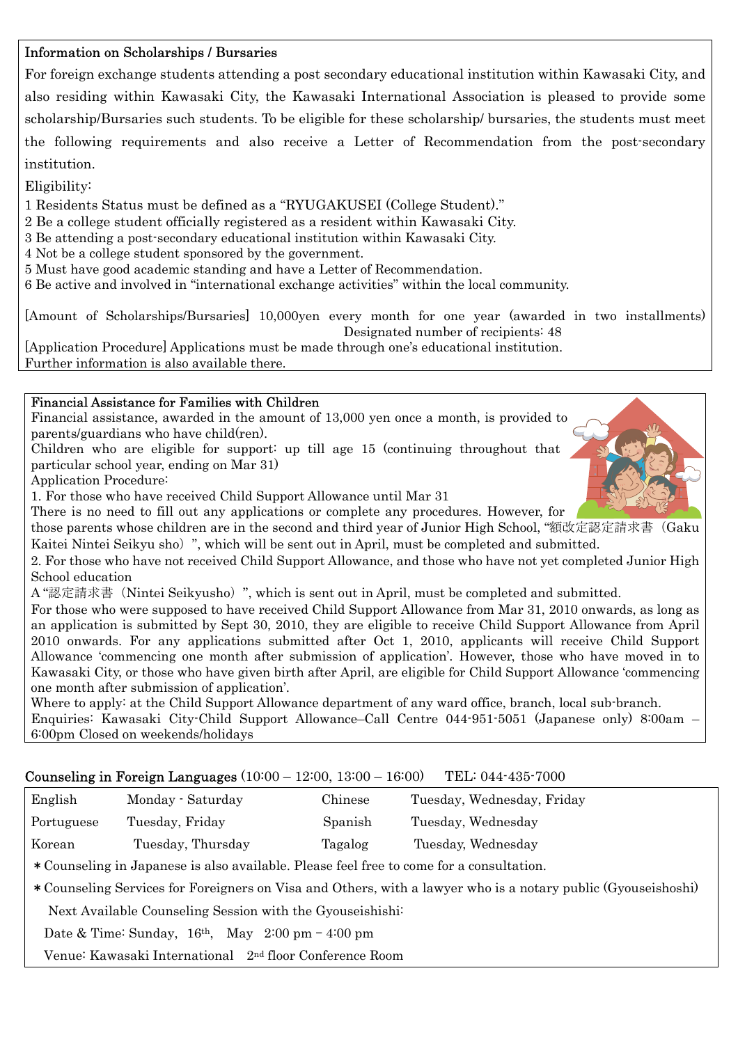## Information on Scholarships / Bursaries

For foreign exchange students attending a post secondary educational institution within Kawasaki City, and also residing within Kawasaki City, the Kawasaki International Association is pleased to provide some scholarship/Bursaries such students. To be eligible for these scholarship/ bursaries, the students must meet the following requirements and also receive a Letter of Recommendation from the post-secondary institution.

Eligibility:

1 Residents Status must be defined as a "RYUGAKUSEI (College Student)."
2 Be a college student officially registered as a resident within Kawasaki City.
3 Be attending a post-secondary educational institution within Kawasaki City.
4 Not be a college student sponsored by the government.
5 Must have good academic standing and have a Letter of Recommendation.
6 Be active and involved in "international exchange activities" within the local community.

[Amount of Scholarships/Bursaries] 10,000yen every month for one year (awarded in two installments) Designated number of recipients: 48

[Application Procedure] Applications must be made through one's educational institution. Further information is also available there.

## Financial Assistance for Families with Children

Financial assistance, awarded in the amount of 13,000 yen once a month, is provided to parents/guardians who have child(ren).

Children who are eligible for support: up till age 15 (continuing throughout that particular school year, ending on Mar 31)

Application Procedure:

1. For those who have received Child Support Allowance until Mar 31

There is no need to fill out any applications or complete any procedures. However, for those parents whose children are in the second and third year of Junior High School, "額改定認定請求書（Gaku Kaitei Nintei Seikyu sho）", which will be sent out in April, must be completed and submitted.

2. For those who have not received Child Support Allowance, and those who have not yet completed Junior High School education

A "認定請求書（Nintei Seikyusho）", which is sent out in April, must be completed and submitted.

For those who were supposed to have received Child Support Allowance from Mar 31, 2010 onwards, as long as an application is submitted by Sept 30, 2010, they are eligible to receive Child Support Allowance from April 2010 onwards. For any applications submitted after Oct 1, 2010, applicants will receive Child Support Allowance 'commencing one month after submission of application'. However, those who have moved in to Kawasaki City, or those who have given birth after April, are eligible for Child Support Allowance 'commencing one month after submission of application'.

Where to apply: at the Child Support Allowance department of any ward office, branch, local sub-branch.

Enquiries: Kawasaki City-Child Support Allowance–Call Centre 044-951-5051 (Japanese only) 8:00am – 6:00pm Closed on weekends/holidays

## Counseling in Foreign Languages (10:00 – 12:00, 13:00 – 16:00) TEL: 044-435-7000

| | | | |
|---|---|---|---|
| English | Monday - Saturday | Chinese | Tuesday, Wednesday, Friday |
| Portuguese | Tuesday, Friday | Spanish | Tuesday, Wednesday |
| Korean | Tuesday, Thursday | Tagalog | Tuesday, Wednesday |

＊Counseling in Japanese is also available. Please feel free to come for a consultation.

＊Counseling Services for Foreigners on Visa and Others, with a lawyer who is a notary public (Gyouseishoshi)

Next Available Counseling Session with the Gyouseishishi:

Date & Time: Sunday, 16th, May 2:00 pm – 4:00 pm

Venue: Kawasaki International 2nd floor Conference Room